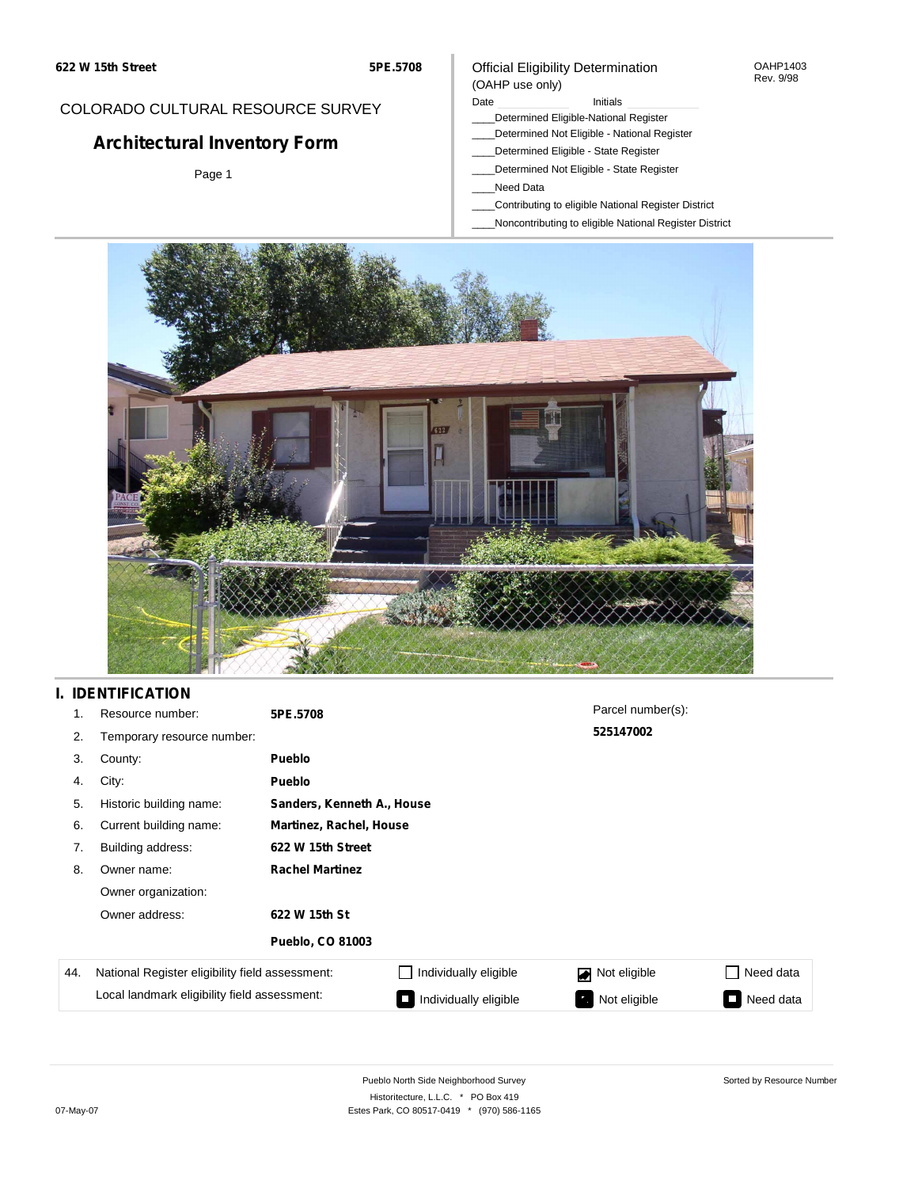622 W 15th Street | 5PE.5708

COLORADO CULTURAL RESOURCE SURVEY

# Architectural Inventory Form

Official Eligibility Determination
(OAHP use only)

OAHP1403
Rev. 9/98

Date ____________ Initials ____________

____Determined Eligible-National Register
____Determined Not Eligible - National Register
____Determined Eligible - State Register
____Determined Not Eligible - State Register
____Need Data
____Contributing to eligible National Register District
____Noncontributing to eligible National Register District

## I. IDENTIFICATION

| | | | |
|---|---|---|---|
| 1. | Resource number: | **5PE.5708** | Parcel number(s): |
| 2. | Temporary resource number: | | **525147002** |
| 3. | County: | **Pueblo** | |
| 4. | City: | **Pueblo** | |
| 5. | Historic building name: | **Sanders, Kenneth A., House** | |
| 6. | Current building name: | **Martinez, Rachel, House** | |
| 7. | Building address: | **622 W 15th Street** | |
| 8. | Owner name: | **Rachel Martinez** | |
| | Owner organization: | | |
| | Owner address: | **622 W 15th St** | |
| | | **Pueblo, CO 81003** | |

| 44. | | | | |
|---|---|---|---|---|
| | National Register eligibility field assessment: | ☐ Individually eligible | ☑ Not eligible | ☐ Need data |
| | Local landmark eligibility field assessment: | ☐ Individually eligible | ☑ Not eligible | ☐ Need data |

Pueblo North Side Neighborhood Survey
Historitecture, L.L.C. * PO Box 419
Estes Park, CO 80517-0419 * (970) 586-1165

07-May-07

Sorted by Resource Number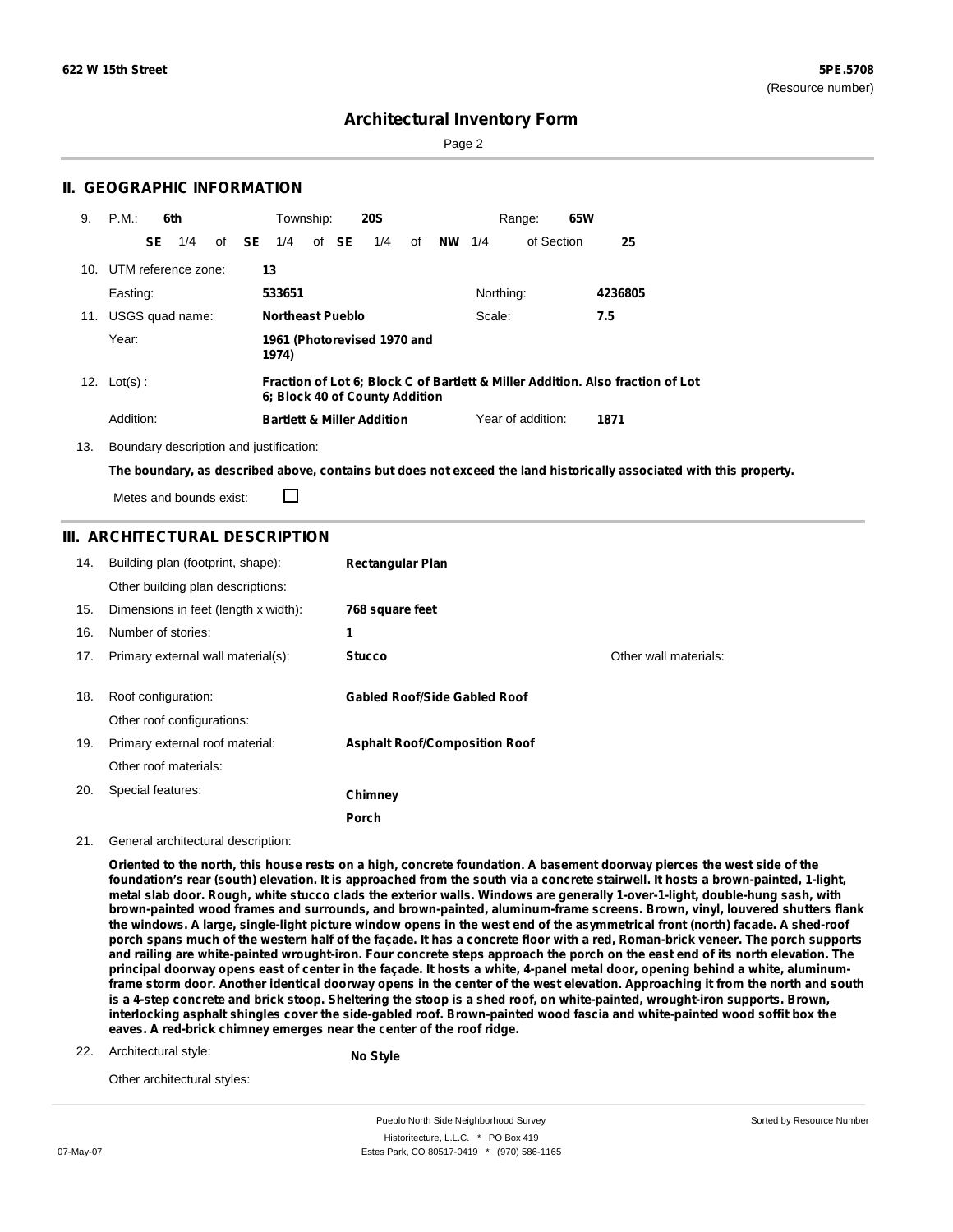## II. GEOGRAPHIC INFORMATION

9. P.M.: **6th** Township: **20S** Range: **65W**

**SE** 1/4 of **SE** 1/4 of **SE** 1/4 of **NW** 1/4 of Section **25**

10. UTM reference zone: **13**

Easting: **533651** Northing: **4236805**

11. USGS quad name: **Northeast Pueblo** Scale: **7.5**

Year: **1961 (Photorevised 1970 and 1974)**

12. Lot(s): **Fraction of Lot 6; Block C of Bartlett & Miller Addition. Also fraction of Lot 6; Block 40 of County Addition**

Addition: **Bartlett & Miller Addition** Year of addition: **1871**

13. Boundary description and justification:

**The boundary, as described above, contains but does not exceed the land historically associated with this property.**

Metes and bounds exist: ☐

## III. ARCHITECTURAL DESCRIPTION

14. Building plan (footprint, shape): **Rectangular Plan**

Other building plan descriptions:

15. Dimensions in feet (length x width): **768 square feet**

16. Number of stories: **1**

17. Primary external wall material(s): **Stucco** Other wall materials:

18. Roof configuration: **Gabled Roof/Side Gabled Roof**

Other roof configurations:

19. Primary external roof material: **Asphalt Roof/Composition Roof**

Other roof materials:

20. Special features: **Chimney**

**Porch**

21. General architectural description:

**Oriented to the north, this house rests on a high, concrete foundation. A basement doorway pierces the west side of the foundation's rear (south) elevation. It is approached from the south via a concrete stairwell. It hosts a brown-painted, 1-light, metal slab door. Rough, white stucco clads the exterior walls. Windows are generally 1-over-1-light, double-hung sash, with brown-painted wood frames and surrounds, and brown-painted, aluminum-frame screens. Brown, vinyl, louvered shutters flank the windows. A large, single-light picture window opens in the west end of the asymmetrical front (north) facade. A shed-roof porch spans much of the western half of the façade. It has a concrete floor with a red, Roman-brick veneer. The porch supports and railing are white-painted wrought-iron. Four concrete steps approach the porch on the east end of its north elevation. The principal doorway opens east of center in the façade. It hosts a white, 4-panel metal door, opening behind a white, aluminum-frame storm door. Another identical doorway opens in the center of the west elevation. Approaching it from the north and south is a 4-step concrete and brick stoop. Sheltering the stoop is a shed roof, on white-painted, wrought-iron supports. Brown, interlocking asphalt shingles cover the side-gabled roof. Brown-painted wood fascia and white-painted wood soffit box the eaves. A red-brick chimney emerges near the center of the roof ridge.**

22. Architectural style: **No Style**

Other architectural styles: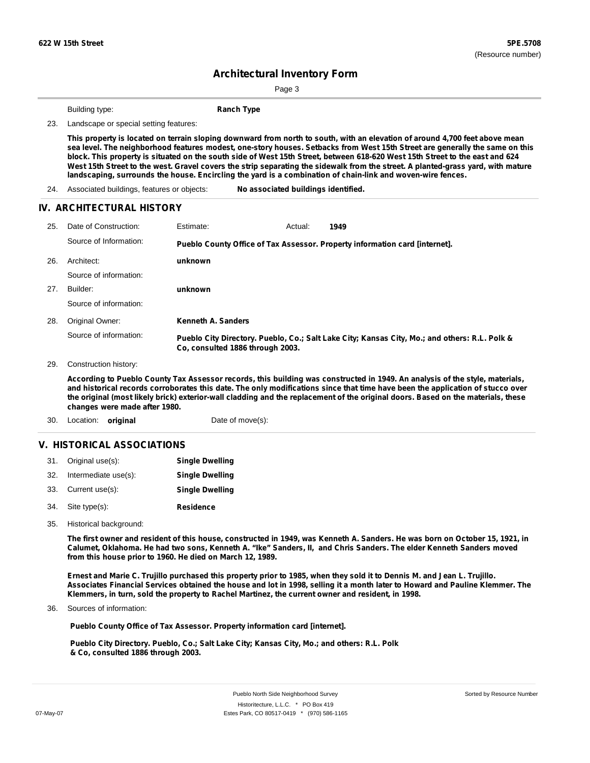Building type: **Ranch Type**

23. Landscape or special setting features:

**This property is located on terrain sloping downward from north to south, with an elevation of around 4,700 feet above mean sea level. The neighborhood features modest, one-story houses. Setbacks from West 15th Street are generally the same on this block. This property is situated on the south side of West 15th Street, between 618-620 West 15th Street to the east and 624 West 15th Street to the west. Gravel covers the strip separating the sidewalk from the street. A planted-grass yard, with mature landscaping, surrounds the house. Encircling the yard is a combination of chain-link and woven-wire fences.**

24. Associated buildings, features or objects: **No associated buildings identified.**

## IV. ARCHITECTURAL HISTORY

25. Date of Construction: Estimate: Actual: **1949**

 Source of Information: **Pueblo County Office of Tax Assessor. Property information card [internet].**

26. Architect: **unknown**

 Source of information:

27. Builder: **unknown**

 Source of information:

28. Original Owner: **Kenneth A. Sanders**

 Source of information: **Pueblo City Directory. Pueblo, Co.; Salt Lake City; Kansas City, Mo.; and others: R.L. Polk & Co, consulted 1886 through 2003.**

29. Construction history:

**According to Pueblo County Tax Assessor records, this building was constructed in 1949. An analysis of the style, materials, and historical records corroborates this date. The only modifications since that time have been the application of stucco over the original (most likely brick) exterior-wall cladding and the replacement of the original doors. Based on the materials, these changes were made after 1980.**

30. Location: **original** Date of move(s):

## V. HISTORICAL ASSOCIATIONS

31. Original use(s): **Single Dwelling**
32. Intermediate use(s): **Single Dwelling**
33. Current use(s): **Single Dwelling**
34. Site type(s): **Residence**
35. Historical background:

**The first owner and resident of this house, constructed in 1949, was Kenneth A. Sanders. He was born on October 15, 1921, in Calumet, Oklahoma. He had two sons, Kenneth A. "Ike" Sanders, II, and Chris Sanders. The elder Kenneth Sanders moved from this house prior to 1960. He died on March 12, 1989.**

**Ernest and Marie C. Trujillo purchased this property prior to 1985, when they sold it to Dennis M. and Jean L. Trujillo. Associates Financial Services obtained the house and lot in 1998, selling it a month later to Howard and Pauline Klemmer. The Klemmers, in turn, sold the property to Rachel Martinez, the current owner and resident, in 1998.**

36. Sources of information:

**Pueblo County Office of Tax Assessor. Property information card [internet].**

**Pueblo City Directory. Pueblo, Co.; Salt Lake City; Kansas City, Mo.; and others: R.L. Polk & Co, consulted 1886 through 2003.**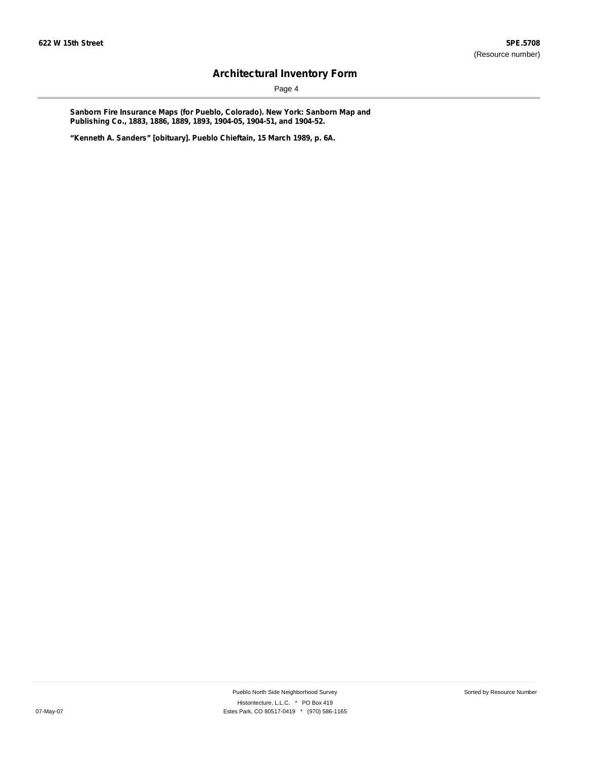**Sanborn Fire Insurance Maps (for Pueblo, Colorado). New York: Sanborn Map and Publishing Co., 1883, 1886, 1889, 1893, 1904-05, 1904-51, and 1904-52.**

**"Kenneth A. Sanders" [obituary]. Pueblo Chieftain, 15 March 1989, p. 6A.**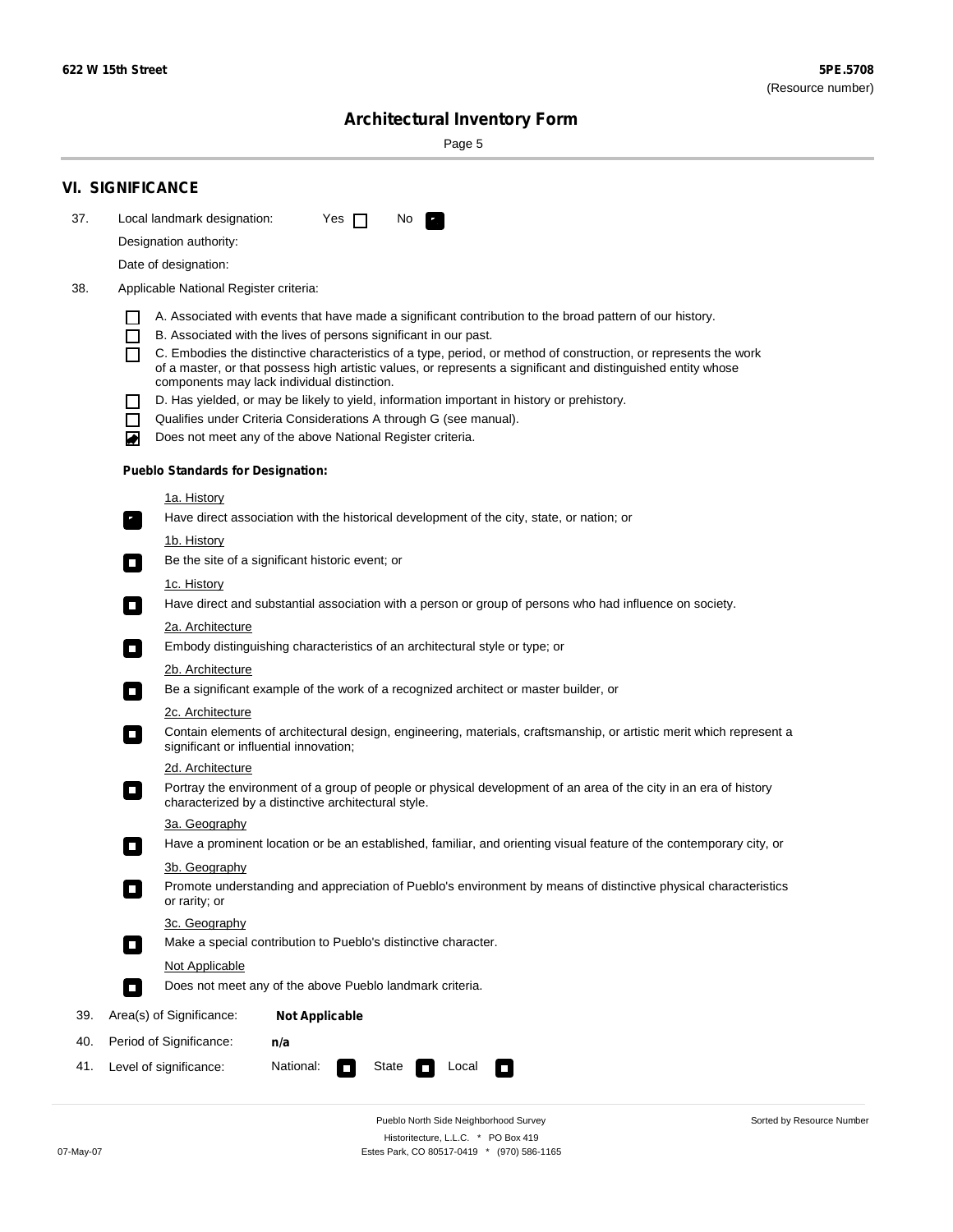# Architectural Inventory Form

## VI. SIGNIFICANCE

37. Local landmark designation: Yes ☐ No ☑

Designation authority:

Date of designation:

38. Applicable National Register criteria:

☐ A. Associated with events that have made a significant contribution to the broad pattern of our history.
☐ B. Associated with the lives of persons significant in our past.
☐ C. Embodies the distinctive characteristics of a type, period, or method of construction, or represents the work of a master, or that possess high artistic values, or represents a significant and distinguished entity whose components may lack individual distinction.
☐ D. Has yielded, or may be likely to yield, information important in history or prehistory.
☐ Qualifies under Criteria Considerations A through G (see manual).
☑ Does not meet any of the above National Register criteria.

**Pueblo Standards for Designation:**

1a. History
☑ Have direct association with the historical development of the city, state, or nation; or

1b. History
☐ Be the site of a significant historic event; or

1c. History
☐ Have direct and substantial association with a person or group of persons who had influence on society.

2a. Architecture
☐ Embody distinguishing characteristics of an architectural style or type; or

2b. Architecture
☐ Be a significant example of the work of a recognized architect or master builder, or

2c. Architecture
☐ Contain elements of architectural design, engineering, materials, craftsmanship, or artistic merit which represent a significant or influential innovation;

2d. Architecture
☐ Portray the environment of a group of people or physical development of an area of the city in an era of history characterized by a distinctive architectural style.

3a. Geography
☐ Have a prominent location or be an established, familiar, and orienting visual feature of the contemporary city, or

3b. Geography
☐ Promote understanding and appreciation of Pueblo's environment by means of distinctive physical characteristics or rarity; or

3c. Geography
☐ Make a special contribution to Pueblo's distinctive character.

Not Applicable
☐ Does not meet any of the above Pueblo landmark criteria.

39. Area(s) of Significance: **Not Applicable**

40. Period of Significance: **n/a**

41. Level of significance: National: ☐ State ☐ Local ☐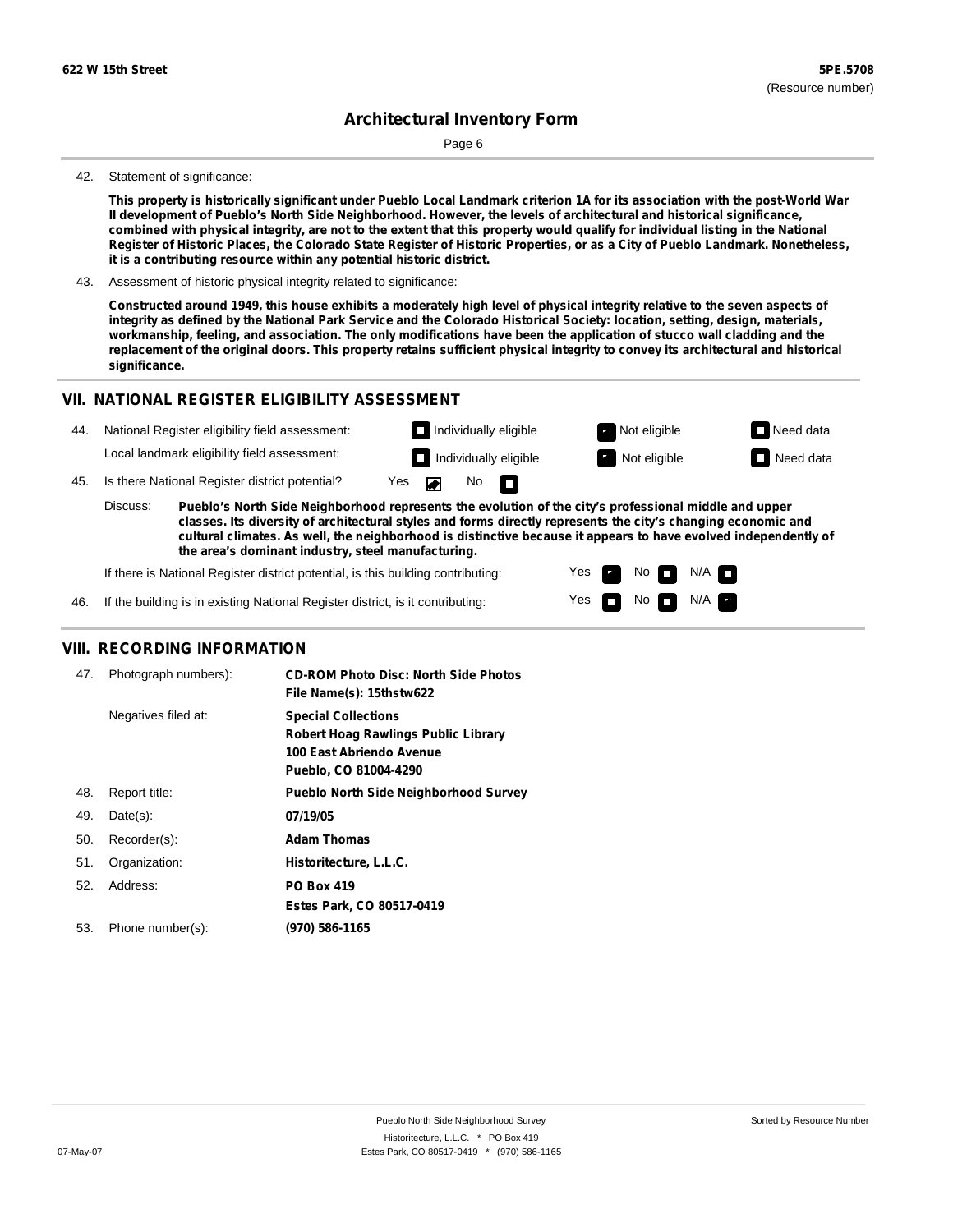**622 W 15th Street** | **5PE.5708** (Resource number)

## Architectural Inventory Form

42. Statement of significance:

**This property is historically significant under Pueblo Local Landmark criterion 1A for its association with the post-World War II development of Pueblo's North Side Neighborhood. However, the levels of architectural and historical significance, combined with physical integrity, are not to the extent that this property would qualify for individual listing in the National Register of Historic Places, the Colorado State Register of Historic Properties, or as a City of Pueblo Landmark. Nonetheless, it is a contributing resource within any potential historic district.**

43. Assessment of historic physical integrity related to significance:

**Constructed around 1949, this house exhibits a moderately high level of physical integrity relative to the seven aspects of integrity as defined by the National Park Service and the Colorado Historical Society: location, setting, design, materials, workmanship, feeling, and association. The only modifications have been the application of stucco wall cladding and the replacement of the original doors. This property retains sufficient physical integrity to convey its architectural and historical significance.**

## VII. NATIONAL REGISTER ELIGIBILITY ASSESSMENT

44. National Register eligibility field assessment: ☐ Individually eligible ☒ Not eligible ☐ Need data

Local landmark eligibility field assessment: ☐ Individually eligible ☒ Not eligible ☐ Need data

45. Is there National Register district potential? Yes ☒ No ☐

Discuss: **Pueblo's North Side Neighborhood represents the evolution of the city's professional middle and upper classes. Its diversity of architectural styles and forms directly represents the city's changing economic and cultural climates. As well, the neighborhood is distinctive because it appears to have evolved independently of the area's dominant industry, steel manufacturing.**

If there is National Register district potential, is this building contributing: Yes ☒ No ☐ N/A ☐

46. If the building is in existing National Register district, is it contributing: Yes ☐ No ☐ N/A ☒

## VIII. RECORDING INFORMATION

47. Photograph numbers): **CD-ROM Photo Disc: North Side Photos**
**File Name(s): 15thstw622**

Negatives filed at: **Special Collections**
**Robert Hoag Rawlings Public Library**
**100 East Abriendo Avenue**
**Pueblo, CO 81004-4290**

48. Report title: **Pueblo North Side Neighborhood Survey**

49. Date(s): **07/19/05**

50. Recorder(s): **Adam Thomas**

51. Organization: **Historitecture, L.L.C.**

52. Address: **PO Box 419**
**Estes Park, CO 80517-0419**

53. Phone number(s): **(970) 586-1165**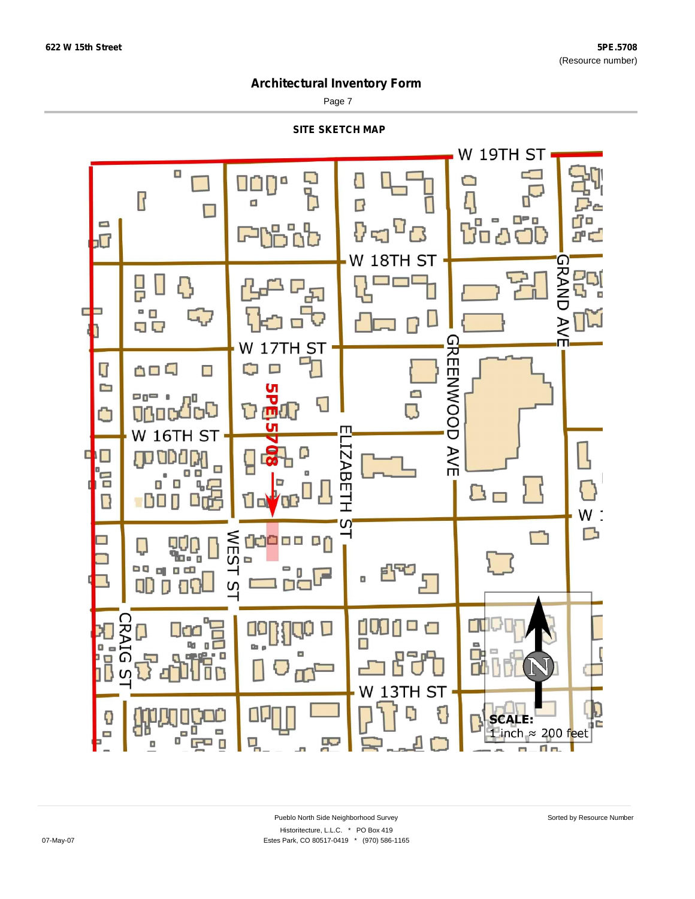# Architectural Inventory Form

## SITE SKETCH MAP

W 19TH ST

W 18TH ST

W 17TH ST

W 16TH ST

W 13TH ST

GRAND AVE

GREENWOOD AVE

ELIZABETH ST

WEST ST

CRAIG ST

5PE.5708

N

SCALE:
1 inch ≈ 200 feet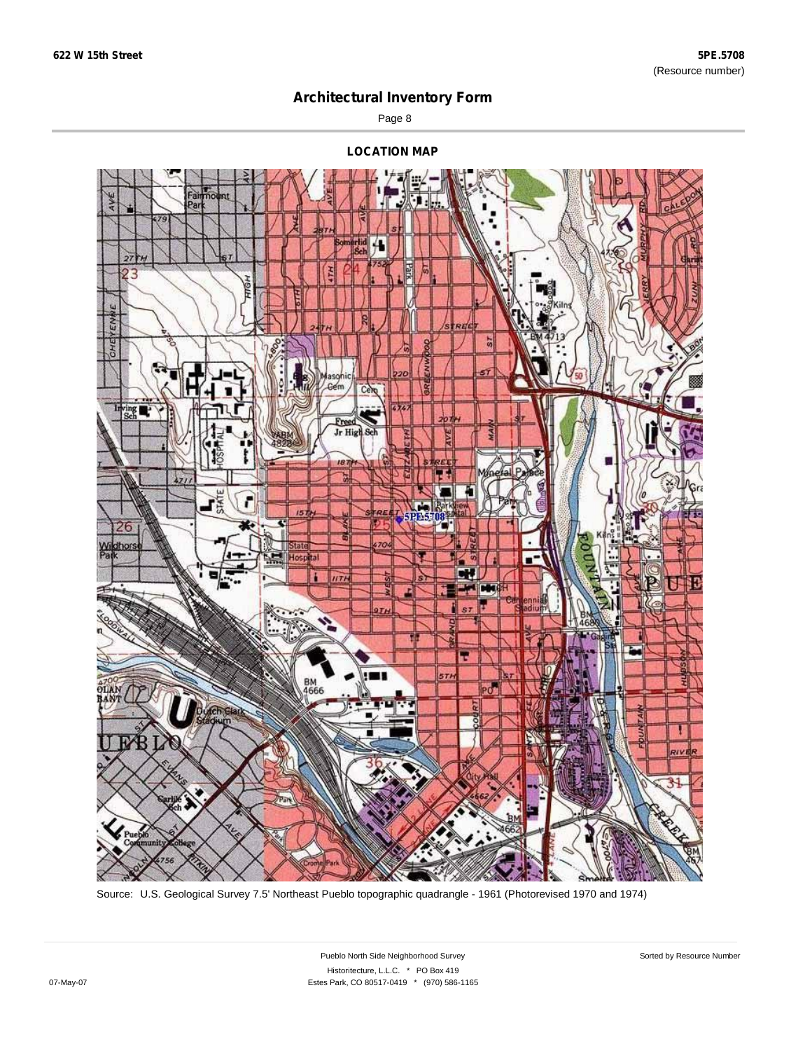# Architectural Inventory Form

## LOCATION MAP

Source: U.S. Geological Survey 7.5' Northeast Pueblo topographic quadrangle - 1961 (Photorevised 1970 and 1974)